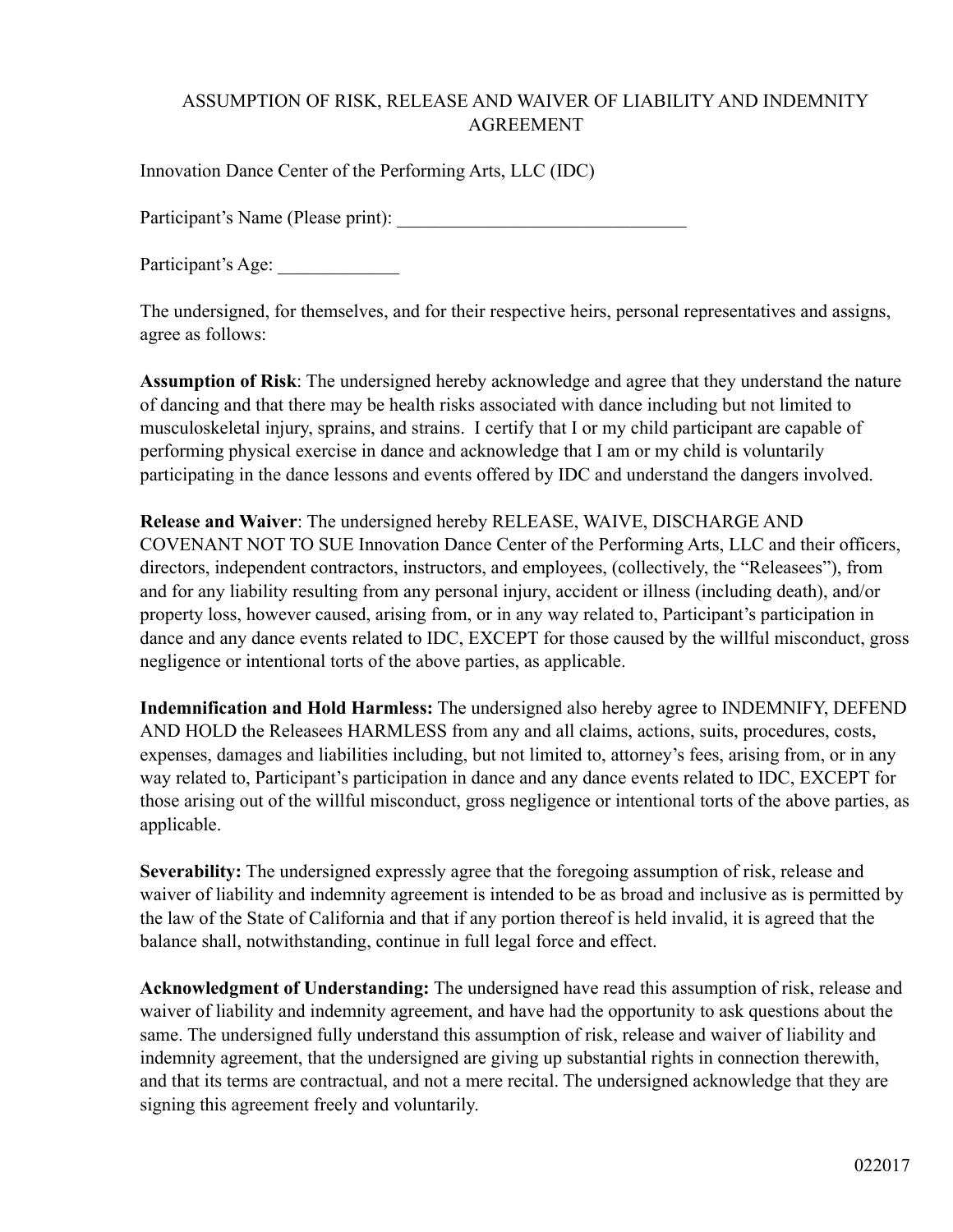# ASSUMPTION OF RISK, RELEASE AND WAIVER OF LIABILITY AND INDEMNITY AGREEMENT

Innovation Dance Center of the Performing Arts, LLC (IDC)

Participant's Name (Please print): _______________________________

Participant's Age: _____________

The undersigned, for themselves, and for their respective heirs, personal representatives and assigns, agree as follows:

**Assumption of Risk**: The undersigned hereby acknowledge and agree that they understand the nature of dancing and that there may be health risks associated with dance including but not limited to musculoskeletal injury, sprains, and strains. I certify that I or my child participant are capable of performing physical exercise in dance and acknowledge that I am or my child is voluntarily participating in the dance lessons and events offered by IDC and understand the dangers involved.

**Release and Waiver**: The undersigned hereby RELEASE, WAIVE, DISCHARGE AND COVENANT NOT TO SUE Innovation Dance Center of the Performing Arts, LLC and their officers, directors, independent contractors, instructors, and employees, (collectively, the "Releasees"), from and for any liability resulting from any personal injury, accident or illness (including death), and/or property loss, however caused, arising from, or in any way related to, Participant's participation in dance and any dance events related to IDC, EXCEPT for those caused by the willful misconduct, gross negligence or intentional torts of the above parties, as applicable.

**Indemnification and Hold Harmless:** The undersigned also hereby agree to INDEMNIFY, DEFEND AND HOLD the Releasees HARMLESS from any and all claims, actions, suits, procedures, costs, expenses, damages and liabilities including, but not limited to, attorney's fees, arising from, or in any way related to, Participant's participation in dance and any dance events related to IDC, EXCEPT for those arising out of the willful misconduct, gross negligence or intentional torts of the above parties, as applicable.

**Severability:** The undersigned expressly agree that the foregoing assumption of risk, release and waiver of liability and indemnity agreement is intended to be as broad and inclusive as is permitted by the law of the State of California and that if any portion thereof is held invalid, it is agreed that the balance shall, notwithstanding, continue in full legal force and effect.

**Acknowledgment of Understanding:** The undersigned have read this assumption of risk, release and waiver of liability and indemnity agreement, and have had the opportunity to ask questions about the same. The undersigned fully understand this assumption of risk, release and waiver of liability and indemnity agreement, that the undersigned are giving up substantial rights in connection therewith, and that its terms are contractual, and not a mere recital. The undersigned acknowledge that they are signing this agreement freely and voluntarily.

022017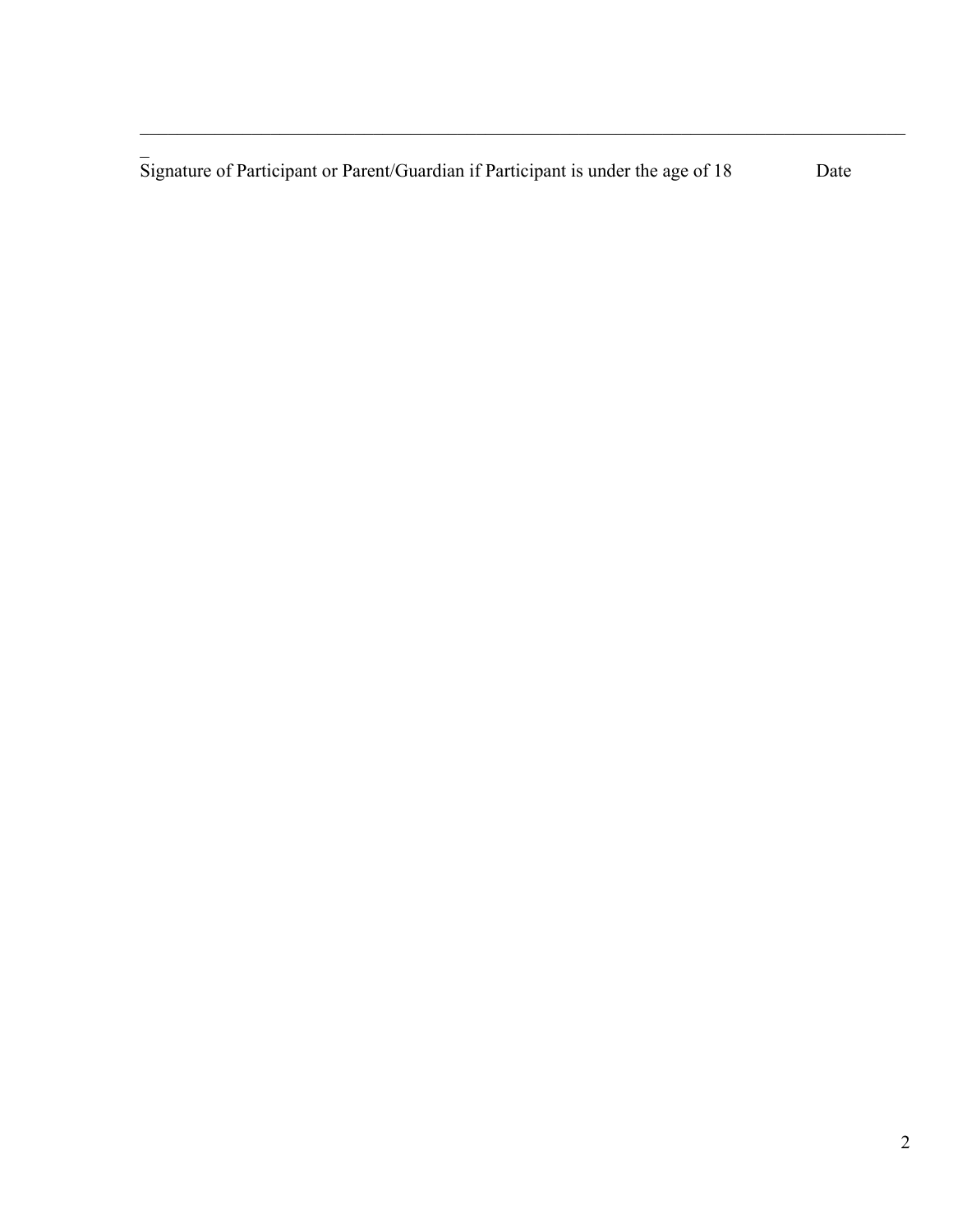\_\_\_\_\_\_\_\_\_\_\_\_\_\_\_\_\_\_\_\_\_\_\_\_\_\_\_\_\_\_\_\_\_\_\_\_\_\_\_\_\_\_\_\_\_\_\_\_\_\_\_\_\_\_\_\_\_\_\_\_\_\_\_\_\_\_\_\_\_\_\_\_\_\_\_\_\_\_

Signature of Participant or Parent/Guardian if Participant is under the age of 18 Date